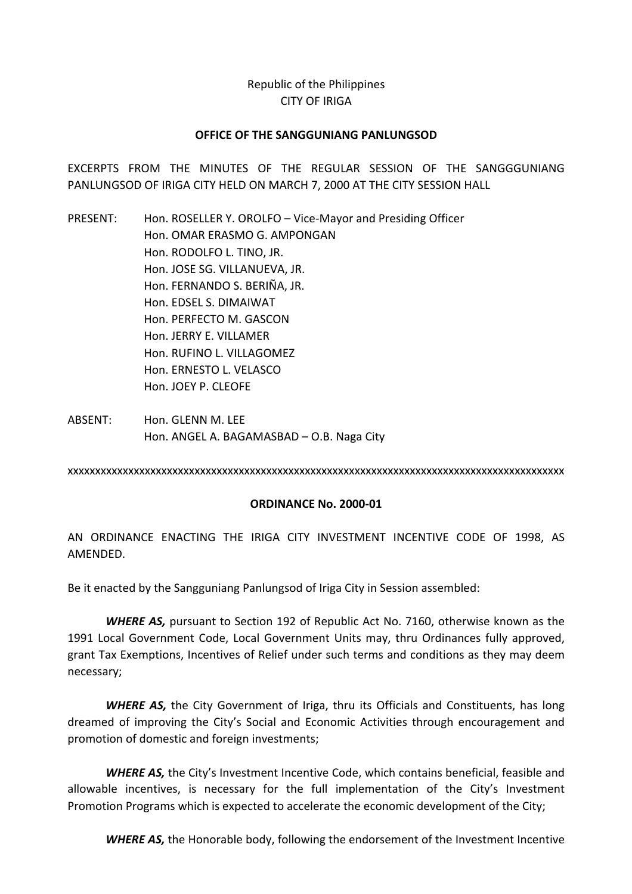Republic of the Philippines
CITY OF IRIGA

**OFFICE OF THE SANGGUNIANG PANLUNGSOD**

EXCERPTS FROM THE MINUTES OF THE REGULAR SESSION OF THE SANGGGUNIANG PANLUNGSOD OF IRIGA CITY HELD ON MARCH 7, 2000 AT THE CITY SESSION HALL

PRESENT:
Hon. ROSELLER Y. OROLFO – Vice-Mayor and Presiding Officer
Hon. OMAR ERASMO G. AMPONGAN
Hon. RODOLFO L. TINO, JR.
Hon. JOSE SG. VILLANUEVA, JR.
Hon. FERNANDO S. BERIÑA, JR.
Hon. EDSEL S. DIMAIWAT
Hon. PERFECTO M. GASCON
Hon. JERRY E. VILLAMER
Hon. RUFINO L. VILLAGOMEZ
Hon. ERNESTO L. VELASCO
Hon. JOEY P. CLEOFE

ABSENT:
Hon. GLENN M. LEE
Hon. ANGEL A. BAGAMASBAD – O.B. Naga City

xxxxxxxxxxxxxxxxxxxxxxxxxxxxxxxxxxxxxxxxxxxxxxxxxxxxxxxxxxxxxxxxxxxxxxxxxxxxxxxxxxxxxxx

**ORDINANCE No. 2000-01**

AN ORDINANCE ENACTING THE IRIGA CITY INVESTMENT INCENTIVE CODE OF 1998, AS AMENDED.

Be it enacted by the Sangguniang Panlungsod of Iriga City in Session assembled:

***WHERE AS,*** pursuant to Section 192 of Republic Act No. 7160, otherwise known as the 1991 Local Government Code, Local Government Units may, thru Ordinances fully approved, grant Tax Exemptions, Incentives of Relief under such terms and conditions as they may deem necessary;

***WHERE AS,*** the City Government of Iriga, thru its Officials and Constituents, has long dreamed of improving the City's Social and Economic Activities through encouragement and promotion of domestic and foreign investments;

***WHERE AS,*** the City's Investment Incentive Code, which contains beneficial, feasible and allowable incentives, is necessary for the full implementation of the City's Investment Promotion Programs which is expected to accelerate the economic development of the City;

***WHERE AS,*** the Honorable body, following the endorsement of the Investment Incentive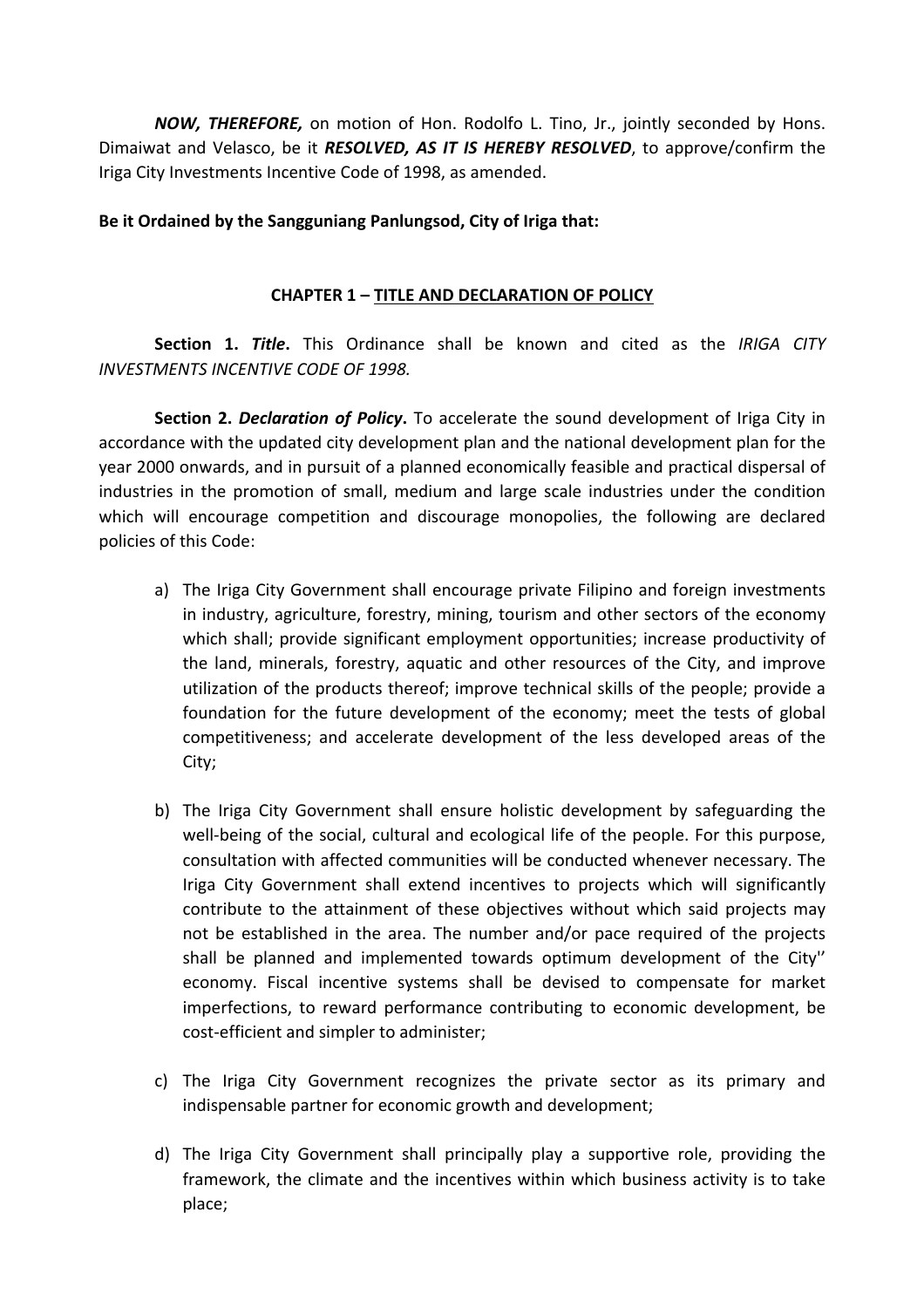***NOW, THEREFORE,*** on motion of Hon. Rodolfo L. Tino, Jr., jointly seconded by Hons. Dimaiwat and Velasco, be it ***RESOLVED, AS IT IS HEREBY RESOLVED***, to approve/confirm the Iriga City Investments Incentive Code of 1998, as amended.

**Be it Ordained by the Sangguniang Panlungsod, City of Iriga that:**

## CHAPTER 1 – TITLE AND DECLARATION OF POLICY

**Section 1. *Title*.** This Ordinance shall be known and cited as the *IRIGA CITY INVESTMENTS INCENTIVE CODE OF 1998.*

**Section 2. *Declaration of Policy*.** To accelerate the sound development of Iriga City in accordance with the updated city development plan and the national development plan for the year 2000 onwards, and in pursuit of a planned economically feasible and practical dispersal of industries in the promotion of small, medium and large scale industries under the condition which will encourage competition and discourage monopolies, the following are declared policies of this Code:

a) The Iriga City Government shall encourage private Filipino and foreign investments in industry, agriculture, forestry, mining, tourism and other sectors of the economy which shall; provide significant employment opportunities; increase productivity of the land, minerals, forestry, aquatic and other resources of the City, and improve utilization of the products thereof; improve technical skills of the people; provide a foundation for the future development of the economy; meet the tests of global competitiveness; and accelerate development of the less developed areas of the City;

b) The Iriga City Government shall ensure holistic development by safeguarding the well-being of the social, cultural and ecological life of the people. For this purpose, consultation with affected communities will be conducted whenever necessary. The Iriga City Government shall extend incentives to projects which will significantly contribute to the attainment of these objectives without which said projects may not be established in the area. The number and/or pace required of the projects shall be planned and implemented towards optimum development of the City'' economy. Fiscal incentive systems shall be devised to compensate for market imperfections, to reward performance contributing to economic development, be cost-efficient and simpler to administer;

c) The Iriga City Government recognizes the private sector as its primary and indispensable partner for economic growth and development;

d) The Iriga City Government shall principally play a supportive role, providing the framework, the climate and the incentives within which business activity is to take place;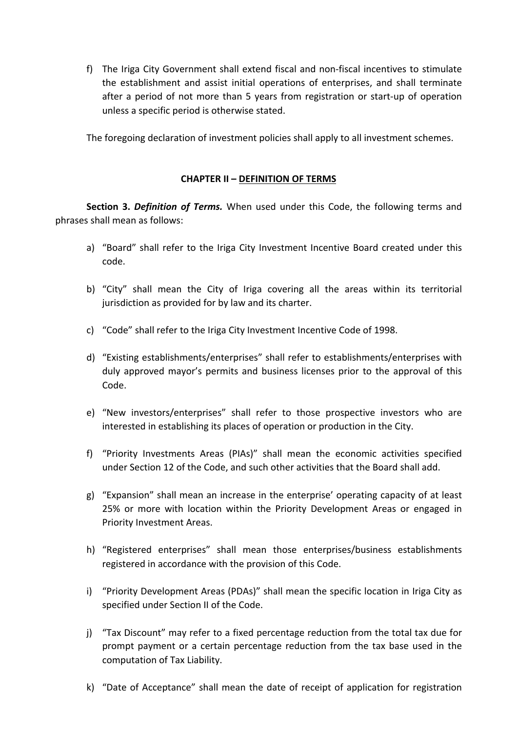f) The Iriga City Government shall extend fiscal and non-fiscal incentives to stimulate the establishment and assist initial operations of enterprises, and shall terminate after a period of not more than 5 years from registration or start-up of operation unless a specific period is otherwise stated.

The foregoing declaration of investment policies shall apply to all investment schemes.

## CHAPTER II – DEFINITION OF TERMS

**Section 3.** ***Definition of Terms.*** When used under this Code, the following terms and phrases shall mean as follows:

a) "Board" shall refer to the Iriga City Investment Incentive Board created under this code.

b) "City" shall mean the City of Iriga covering all the areas within its territorial jurisdiction as provided for by law and its charter.

c) "Code" shall refer to the Iriga City Investment Incentive Code of 1998.

d) "Existing establishments/enterprises" shall refer to establishments/enterprises with duly approved mayor's permits and business licenses prior to the approval of this Code.

e) "New investors/enterprises" shall refer to those prospective investors who are interested in establishing its places of operation or production in the City.

f) "Priority Investments Areas (PIAs)" shall mean the economic activities specified under Section 12 of the Code, and such other activities that the Board shall add.

g) "Expansion" shall mean an increase in the enterprise' operating capacity of at least 25% or more with location within the Priority Development Areas or engaged in Priority Investment Areas.

h) "Registered enterprises" shall mean those enterprises/business establishments registered in accordance with the provision of this Code.

i) "Priority Development Areas (PDAs)" shall mean the specific location in Iriga City as specified under Section II of the Code.

j) "Tax Discount" may refer to a fixed percentage reduction from the total tax due for prompt payment or a certain percentage reduction from the tax base used in the computation of Tax Liability.

k) "Date of Acceptance" shall mean the date of receipt of application for registration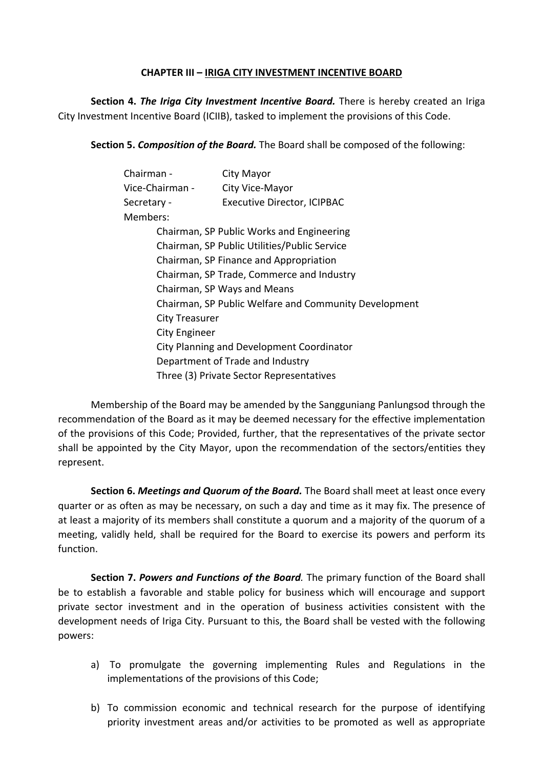## CHAPTER III – IRIGA CITY INVESTMENT INCENTIVE BOARD

**Section 4.** ***The Iriga City Investment Incentive Board.*** There is hereby created an Iriga City Investment Incentive Board (ICIIB), tasked to implement the provisions of this Code.

**Section 5.** ***Composition of the Board.*** The Board shall be composed of the following:

Chairman - City Mayor
Vice-Chairman - City Vice-Mayor
Secretary - Executive Director, ICIPBAC
Members:

- Chairman, SP Public Works and Engineering
- Chairman, SP Public Utilities/Public Service
- Chairman, SP Finance and Appropriation
- Chairman, SP Trade, Commerce and Industry
- Chairman, SP Ways and Means
- Chairman, SP Public Welfare and Community Development
- City Treasurer
- City Engineer
- City Planning and Development Coordinator
- Department of Trade and Industry
- Three (3) Private Sector Representatives

Membership of the Board may be amended by the Sangguniang Panlungsod through the recommendation of the Board as it may be deemed necessary for the effective implementation of the provisions of this Code; Provided, further, that the representatives of the private sector shall be appointed by the City Mayor, upon the recommendation of the sectors/entities they represent.

**Section 6.** ***Meetings and Quorum of the Board.*** The Board shall meet at least once every quarter or as often as may be necessary, on such a day and time as it may fix. The presence of at least a majority of its members shall constitute a quorum and a majority of the quorum of a meeting, validly held, shall be required for the Board to exercise its powers and perform its function.

**Section 7.** ***Powers and Functions of the Board***. The primary function of the Board shall be to establish a favorable and stable policy for business which will encourage and support private sector investment and in the operation of business activities consistent with the development needs of Iriga City. Pursuant to this, the Board shall be vested with the following powers:

a) To promulgate the governing implementing Rules and Regulations in the implementations of the provisions of this Code;

b) To commission economic and technical research for the purpose of identifying priority investment areas and/or activities to be promoted as well as appropriate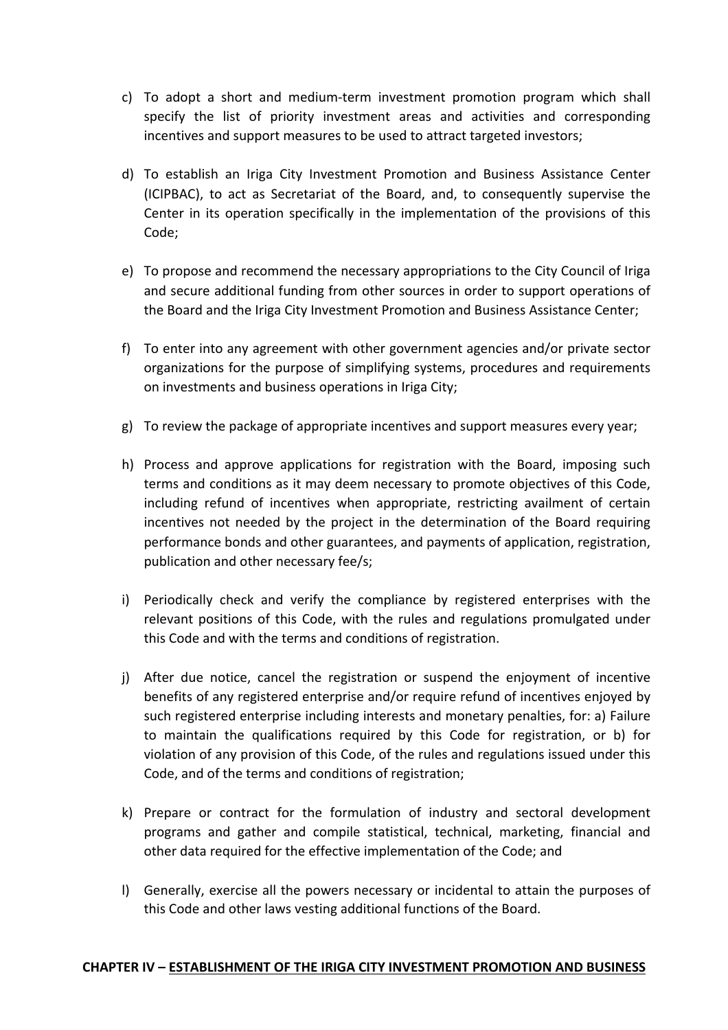c) To adopt a short and medium-term investment promotion program which shall specify the list of priority investment areas and activities and corresponding incentives and support measures to be used to attract targeted investors;

d) To establish an Iriga City Investment Promotion and Business Assistance Center (ICIPBAC), to act as Secretariat of the Board, and, to consequently supervise the Center in its operation specifically in the implementation of the provisions of this Code;

e) To propose and recommend the necessary appropriations to the City Council of Iriga and secure additional funding from other sources in order to support operations of the Board and the Iriga City Investment Promotion and Business Assistance Center;

f) To enter into any agreement with other government agencies and/or private sector organizations for the purpose of simplifying systems, procedures and requirements on investments and business operations in Iriga City;

g) To review the package of appropriate incentives and support measures every year;

h) Process and approve applications for registration with the Board, imposing such terms and conditions as it may deem necessary to promote objectives of this Code, including refund of incentives when appropriate, restricting availment of certain incentives not needed by the project in the determination of the Board requiring performance bonds and other guarantees, and payments of application, registration, publication and other necessary fee/s;

i) Periodically check and verify the compliance by registered enterprises with the relevant positions of this Code, with the rules and regulations promulgated under this Code and with the terms and conditions of registration.

j) After due notice, cancel the registration or suspend the enjoyment of incentive benefits of any registered enterprise and/or require refund of incentives enjoyed by such registered enterprise including interests and monetary penalties, for: a) Failure to maintain the qualifications required by this Code for registration, or b) for violation of any provision of this Code, of the rules and regulations issued under this Code, and of the terms and conditions of registration;

k) Prepare or contract for the formulation of industry and sectoral development programs and gather and compile statistical, technical, marketing, financial and other data required for the effective implementation of the Code; and

l) Generally, exercise all the powers necessary or incidental to attain the purposes of this Code and other laws vesting additional functions of the Board.

## CHAPTER IV – <u>ESTABLISHMENT OF THE IRIGA CITY INVESTMENT PROMOTION AND BUSINESS</u>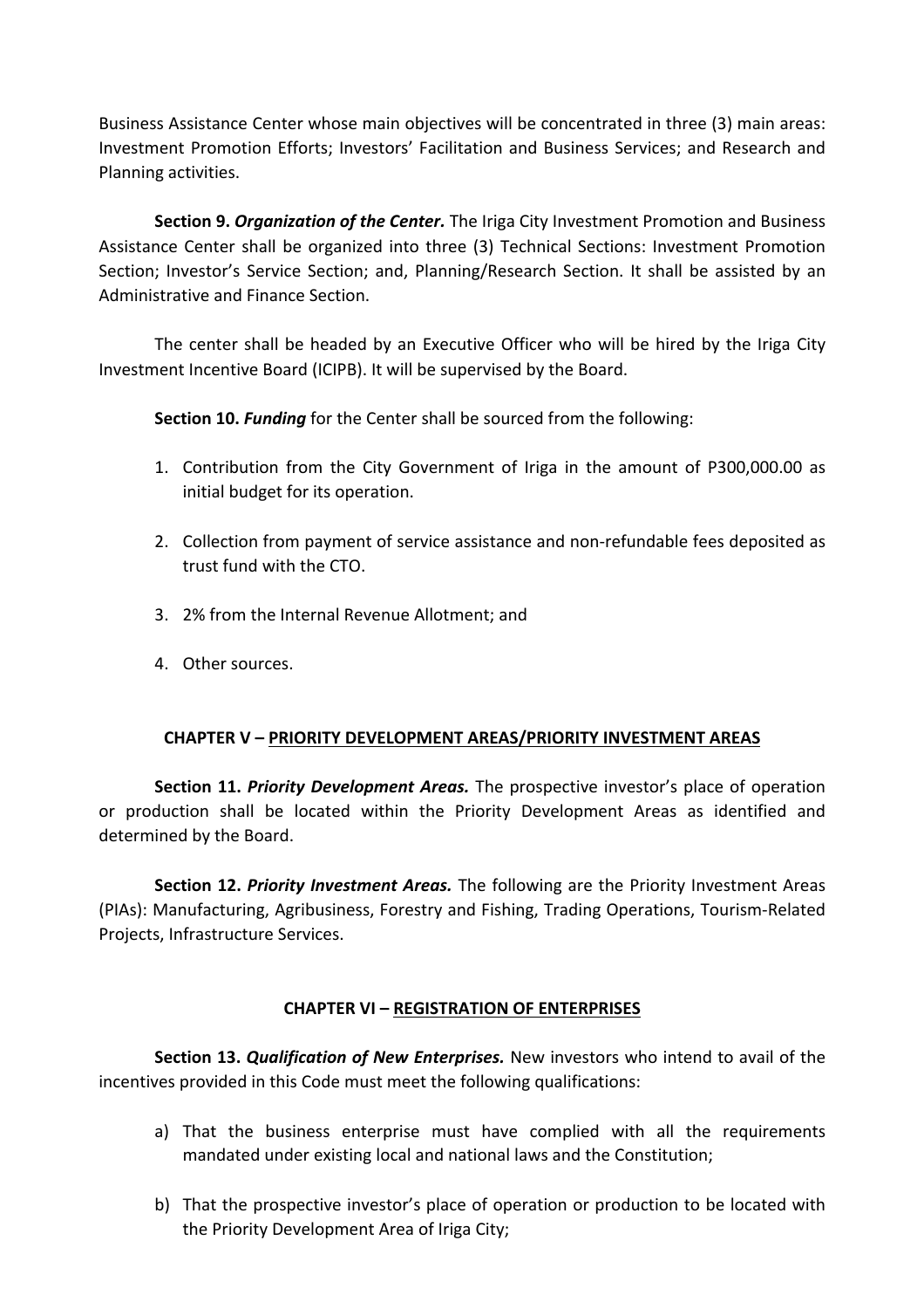Business Assistance Center whose main objectives will be concentrated in three (3) main areas: Investment Promotion Efforts; Investors' Facilitation and Business Services; and Research and Planning activities.

**Section 9. *Organization of the Center.*** The Iriga City Investment Promotion and Business Assistance Center shall be organized into three (3) Technical Sections: Investment Promotion Section; Investor's Service Section; and, Planning/Research Section. It shall be assisted by an Administrative and Finance Section.

The center shall be headed by an Executive Officer who will be hired by the Iriga City Investment Incentive Board (ICIPB). It will be supervised by the Board.

**Section 10. *Funding*** for the Center shall be sourced from the following:

1. Contribution from the City Government of Iriga in the amount of P300,000.00 as initial budget for its operation.

2. Collection from payment of service assistance and non-refundable fees deposited as trust fund with the CTO.

3. 2% from the Internal Revenue Allotment; and

4. Other sources.

## CHAPTER V – PRIORITY DEVELOPMENT AREAS/PRIORITY INVESTMENT AREAS

**Section 11. *Priority Development Areas.*** The prospective investor's place of operation or production shall be located within the Priority Development Areas as identified and determined by the Board.

**Section 12. *Priority Investment Areas.*** The following are the Priority Investment Areas (PIAs): Manufacturing, Agribusiness, Forestry and Fishing, Trading Operations, Tourism-Related Projects, Infrastructure Services.

## CHAPTER VI – REGISTRATION OF ENTERPRISES

**Section 13. *Qualification of New Enterprises.*** New investors who intend to avail of the incentives provided in this Code must meet the following qualifications:

a) That the business enterprise must have complied with all the requirements mandated under existing local and national laws and the Constitution;

b) That the prospective investor's place of operation or production to be located with the Priority Development Area of Iriga City;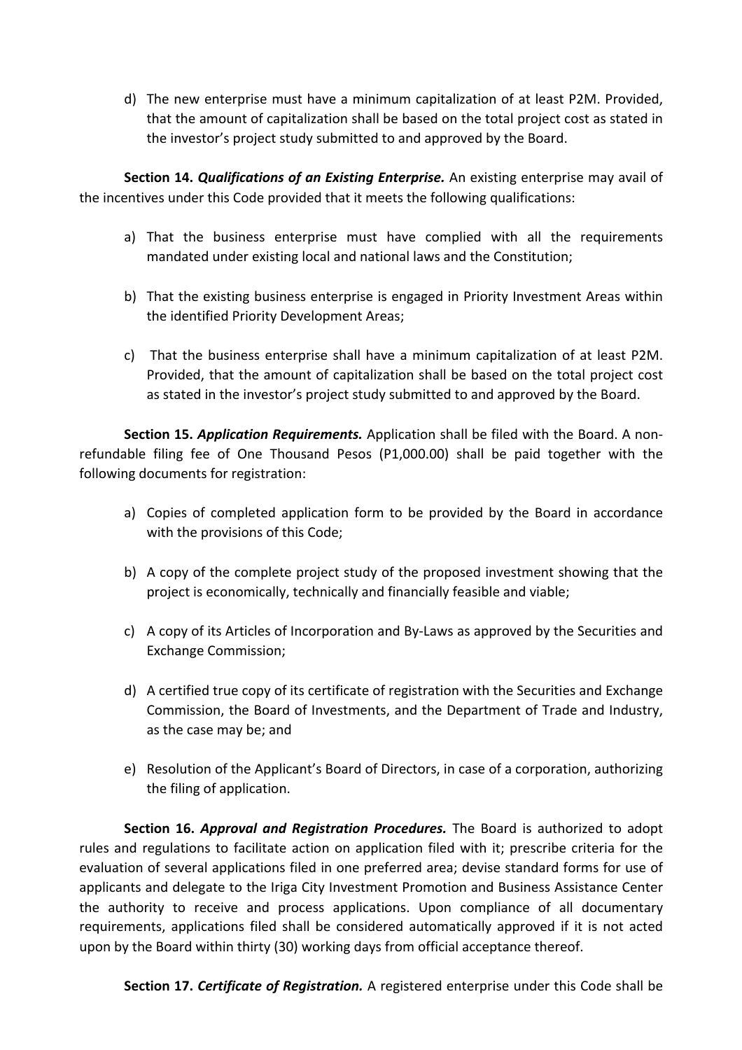d) The new enterprise must have a minimum capitalization of at least P2M. Provided, that the amount of capitalization shall be based on the total project cost as stated in the investor's project study submitted to and approved by the Board.

**Section 14. *Qualifications of an Existing Enterprise.*** An existing enterprise may avail of the incentives under this Code provided that it meets the following qualifications:

a) That the business enterprise must have complied with all the requirements mandated under existing local and national laws and the Constitution;

b) That the existing business enterprise is engaged in Priority Investment Areas within the identified Priority Development Areas;

c) That the business enterprise shall have a minimum capitalization of at least P2M. Provided, that the amount of capitalization shall be based on the total project cost as stated in the investor's project study submitted to and approved by the Board.

**Section 15. *Application Requirements.*** Application shall be filed with the Board. A non-refundable filing fee of One Thousand Pesos (P1,000.00) shall be paid together with the following documents for registration:

a) Copies of completed application form to be provided by the Board in accordance with the provisions of this Code;

b) A copy of the complete project study of the proposed investment showing that the project is economically, technically and financially feasible and viable;

c) A copy of its Articles of Incorporation and By-Laws as approved by the Securities and Exchange Commission;

d) A certified true copy of its certificate of registration with the Securities and Exchange Commission, the Board of Investments, and the Department of Trade and Industry, as the case may be; and

e) Resolution of the Applicant's Board of Directors, in case of a corporation, authorizing the filing of application.

**Section 16. *Approval and Registration Procedures.*** The Board is authorized to adopt rules and regulations to facilitate action on application filed with it; prescribe criteria for the evaluation of several applications filed in one preferred area; devise standard forms for use of applicants and delegate to the Iriga City Investment Promotion and Business Assistance Center the authority to receive and process applications. Upon compliance of all documentary requirements, applications filed shall be considered automatically approved if it is not acted upon by the Board within thirty (30) working days from official acceptance thereof.

**Section 17. *Certificate of Registration.*** A registered enterprise under this Code shall be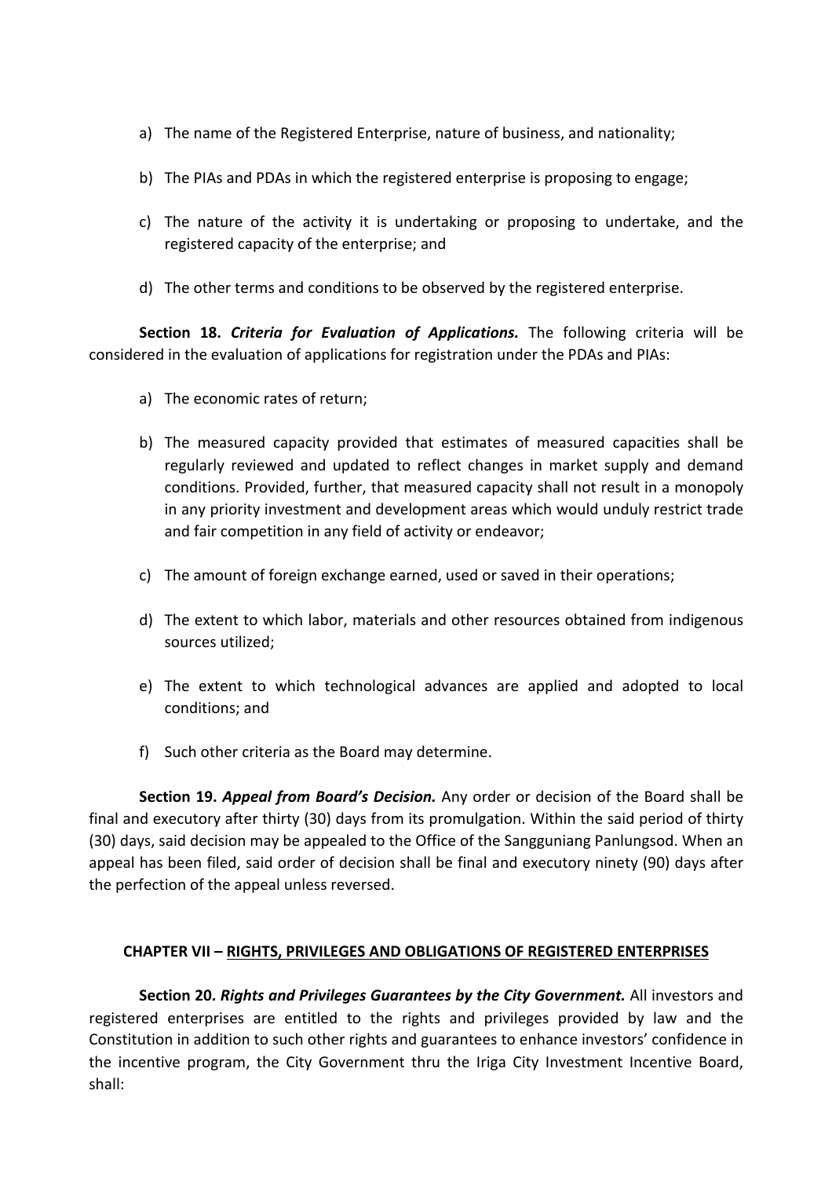a) The name of the Registered Enterprise, nature of business, and nationality;

b) The PIAs and PDAs in which the registered enterprise is proposing to engage;

c) The nature of the activity it is undertaking or proposing to undertake, and the registered capacity of the enterprise; and

d) The other terms and conditions to be observed by the registered enterprise.

**Section 18.** ***Criteria for Evaluation of Applications.*** The following criteria will be considered in the evaluation of applications for registration under the PDAs and PIAs:

a) The economic rates of return;

b) The measured capacity provided that estimates of measured capacities shall be regularly reviewed and updated to reflect changes in market supply and demand conditions. Provided, further, that measured capacity shall not result in a monopoly in any priority investment and development areas which would unduly restrict trade and fair competition in any field of activity or endeavor;

c) The amount of foreign exchange earned, used or saved in their operations;

d) The extent to which labor, materials and other resources obtained from indigenous sources utilized;

e) The extent to which technological advances are applied and adopted to local conditions; and

f) Such other criteria as the Board may determine.

**Section 19.** ***Appeal from Board's Decision.*** Any order or decision of the Board shall be final and executory after thirty (30) days from its promulgation. Within the said period of thirty (30) days, said decision may be appealed to the Office of the Sangguniang Panlungsod. When an appeal has been filed, said order of decision shall be final and executory ninety (90) days after the perfection of the appeal unless reversed.

## CHAPTER VII – RIGHTS, PRIVILEGES AND OBLIGATIONS OF REGISTERED ENTERPRISES

**Section 20.** ***Rights and Privileges Guarantees by the City Government.*** All investors and registered enterprises are entitled to the rights and privileges provided by law and the Constitution in addition to such other rights and guarantees to enhance investors' confidence in the incentive program, the City Government thru the Iriga City Investment Incentive Board, shall: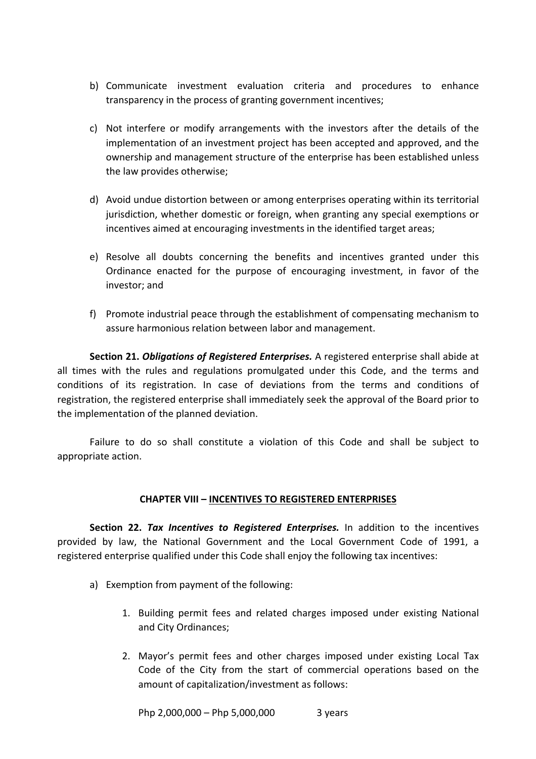b) Communicate investment evaluation criteria and procedures to enhance transparency in the process of granting government incentives;

c) Not interfere or modify arrangements with the investors after the details of the implementation of an investment project has been accepted and approved, and the ownership and management structure of the enterprise has been established unless the law provides otherwise;

d) Avoid undue distortion between or among enterprises operating within its territorial jurisdiction, whether domestic or foreign, when granting any special exemptions or incentives aimed at encouraging investments in the identified target areas;

e) Resolve all doubts concerning the benefits and incentives granted under this Ordinance enacted for the purpose of encouraging investment, in favor of the investor; and

f) Promote industrial peace through the establishment of compensating mechanism to assure harmonious relation between labor and management.

**Section 21. *Obligations of Registered Enterprises.*** A registered enterprise shall abide at all times with the rules and regulations promulgated under this Code, and the terms and conditions of its registration. In case of deviations from the terms and conditions of registration, the registered enterprise shall immediately seek the approval of the Board prior to the implementation of the planned deviation.

Failure to do so shall constitute a violation of this Code and shall be subject to appropriate action.

## CHAPTER VIII – INCENTIVES TO REGISTERED ENTERPRISES

**Section 22. *Tax Incentives to Registered Enterprises.*** In addition to the incentives provided by law, the National Government and the Local Government Code of 1991, a registered enterprise qualified under this Code shall enjoy the following tax incentives:

a) Exemption from payment of the following:

1. Building permit fees and related charges imposed under existing National and City Ordinances;

2. Mayor's permit fees and other charges imposed under existing Local Tax Code of the City from the start of commercial operations based on the amount of capitalization/investment as follows:

Php 2,000,000 – Php 5,000,000 3 years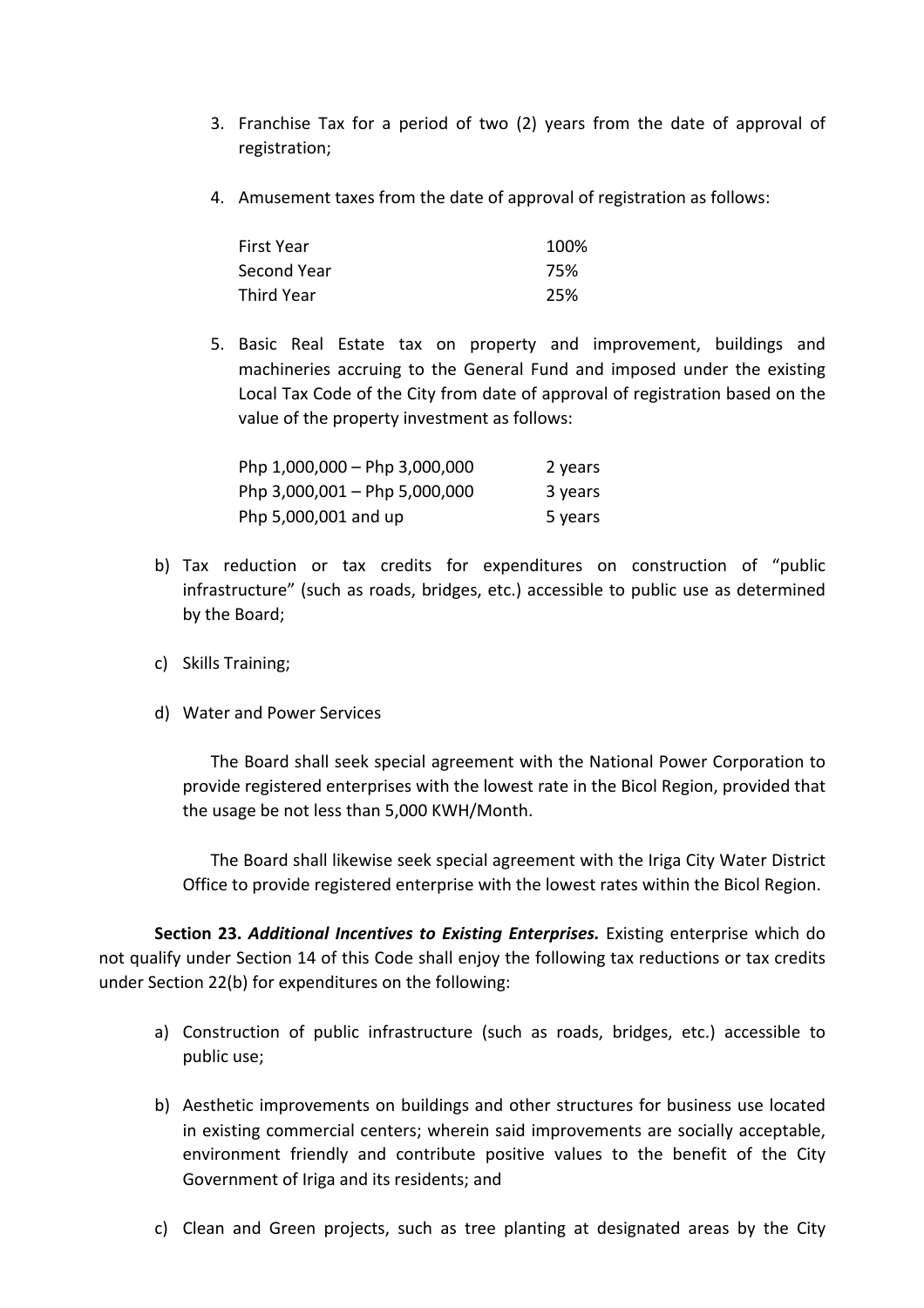3. Franchise Tax for a period of two (2) years from the date of approval of registration;

4. Amusement taxes from the date of approval of registration as follows:

| | |
|---|---|
| First Year | 100% |
| Second Year | 75% |
| Third Year | 25% |

5. Basic Real Estate tax on property and improvement, buildings and machineries accruing to the General Fund and imposed under the existing Local Tax Code of the City from date of approval of registration based on the value of the property investment as follows:

| | |
|---|---|
| Php 1,000,000 – Php 3,000,000 | 2 years |
| Php 3,000,001 – Php 5,000,000 | 3 years |
| Php 5,000,001 and up | 5 years |

b) Tax reduction or tax credits for expenditures on construction of "public infrastructure" (such as roads, bridges, etc.) accessible to public use as determined by the Board;

c) Skills Training;

d) Water and Power Services

The Board shall seek special agreement with the National Power Corporation to provide registered enterprises with the lowest rate in the Bicol Region, provided that the usage be not less than 5,000 KWH/Month.

The Board shall likewise seek special agreement with the Iriga City Water District Office to provide registered enterprise with the lowest rates within the Bicol Region.

**Section 23.** ***Additional Incentives to Existing Enterprises.*** Existing enterprise which do not qualify under Section 14 of this Code shall enjoy the following tax reductions or tax credits under Section 22(b) for expenditures on the following:

a) Construction of public infrastructure (such as roads, bridges, etc.) accessible to public use;

b) Aesthetic improvements on buildings and other structures for business use located in existing commercial centers; wherein said improvements are socially acceptable, environment friendly and contribute positive values to the benefit of the City Government of Iriga and its residents; and

c) Clean and Green projects, such as tree planting at designated areas by the City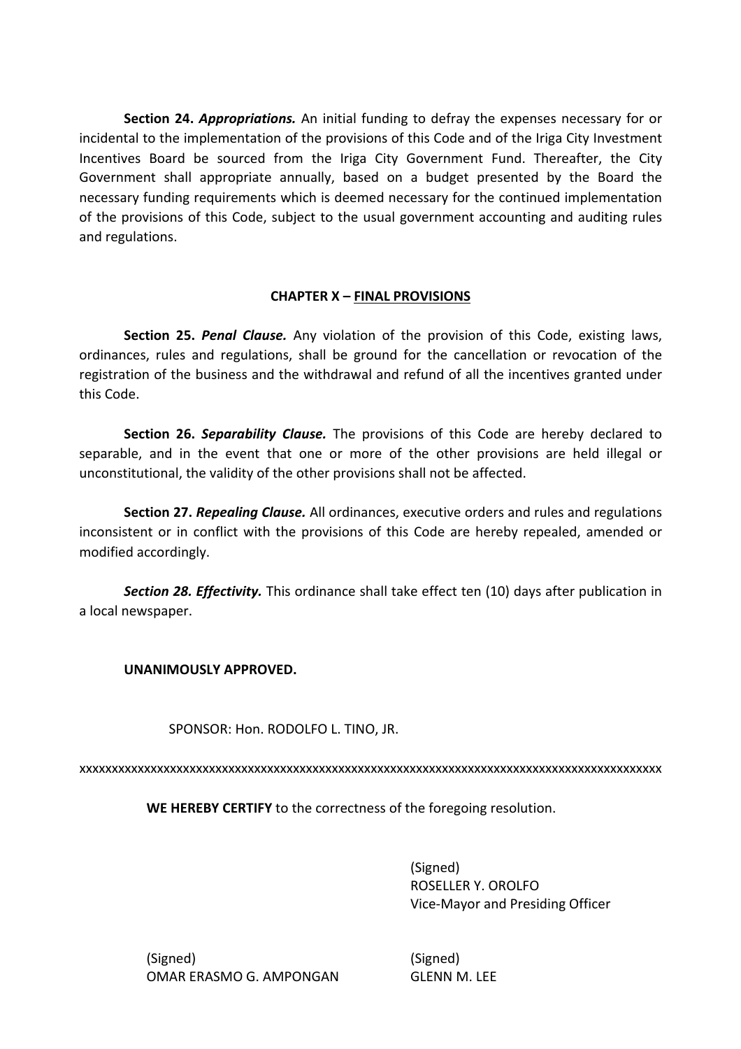**Section 24.** ***Appropriations.*** An initial funding to defray the expenses necessary for or incidental to the implementation of the provisions of this Code and of the Iriga City Investment Incentives Board be sourced from the Iriga City Government Fund. Thereafter, the City Government shall appropriate annually, based on a budget presented by the Board the necessary funding requirements which is deemed necessary for the continued implementation of the provisions of this Code, subject to the usual government accounting and auditing rules and regulations.

## CHAPTER X – FINAL PROVISIONS

**Section 25.** ***Penal Clause.*** Any violation of the provision of this Code, existing laws, ordinances, rules and regulations, shall be ground for the cancellation or revocation of the registration of the business and the withdrawal and refund of all the incentives granted under this Code.

**Section 26.** ***Separability Clause.*** The provisions of this Code are hereby declared to separable, and in the event that one or more of the other provisions are held illegal or unconstitutional, the validity of the other provisions shall not be affected.

**Section 27.** ***Repealing Clause.*** All ordinances, executive orders and rules and regulations inconsistent or in conflict with the provisions of this Code are hereby repealed, amended or modified accordingly.

***Section 28. Effectivity.*** This ordinance shall take effect ten (10) days after publication in a local newspaper.

**UNANIMOUSLY APPROVED.**

SPONSOR: Hon. RODOLFO L. TINO, JR.

xxxxxxxxxxxxxxxxxxxxxxxxxxxxxxxxxxxxxxxxxxxxxxxxxxxxxxxxxxxxxxxxxxxxxxxxxxxxxxxxxxxxxxxxxx

**WE HEREBY CERTIFY** to the correctness of the foregoing resolution.

(Signed)
ROSELLER Y. OROLFO
Vice-Mayor and Presiding Officer

(Signed)
OMAR ERASMO G. AMPONGAN

(Signed)
GLENN M. LEE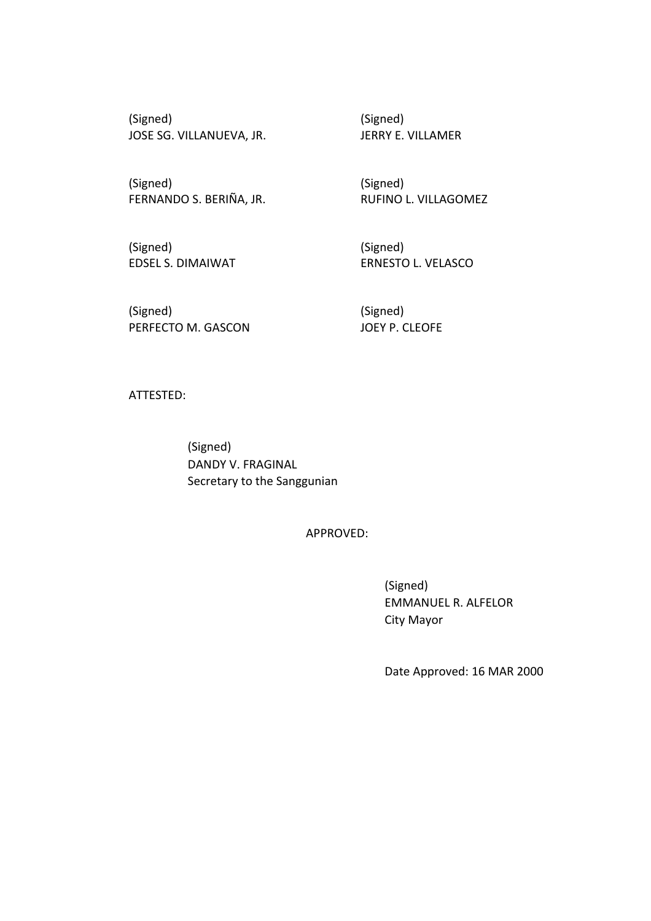(Signed)
JOSE SG. VILLANUEVA, JR.

(Signed)
JERRY E. VILLAMER

(Signed)
FERNANDO S. BERIÑA, JR.

(Signed)
RUFINO L. VILLAGOMEZ

(Signed)
EDSEL S. DIMAIWAT

(Signed)
ERNESTO L. VELASCO

(Signed)
PERFECTO M. GASCON

(Signed)
JOEY P. CLEOFE

ATTESTED:

(Signed)
DANDY V. FRAGINAL
Secretary to the Sanggunian

APPROVED:

(Signed)
EMMANUEL R. ALFELOR
City Mayor

Date Approved: 16 MAR 2000